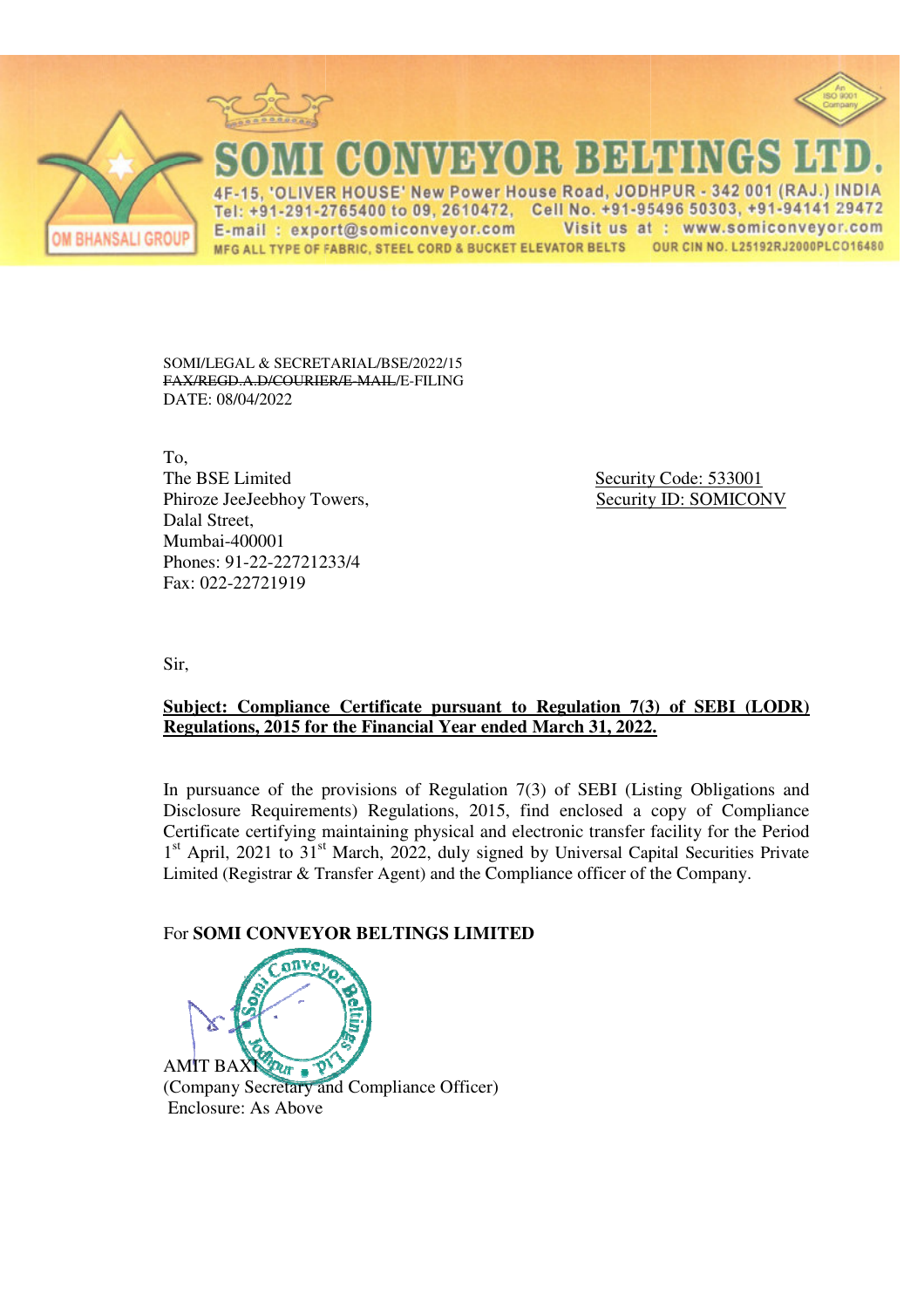# SOMI CONVEYOR BELTINGS LTD.

4F-15, 'OLIVER HOUSE' New Power House Road, JODHPUR - 342 001 (RAJ.) INDIA
Tel: +91-291-2765400 to 09, 2610472, Cell No. +91-95496 50303, +91-94141 29472
E-mail : export@somiconveyor.com Visit us at : www.somiconveyor.com
MFG ALL TYPE OF FABRIC, STEEL CORD & BUCKET ELEVATOR BELTS OUR CIN NO. L25192RJ2000PLCO16480

OM BHANSALI GROUP

SOMI/LEGAL & SECRETARIAL/BSE/2022/15
~~FAX/REGD.A.D/COURIER/E-MAIL~~/E-FILING
DATE: 08/04/2022

To,
The BSE Limited
Phiroze JeeJeebhoy Towers,
Dalal Street,
Mumbai-400001
Phones: 91-22-22721233/4
Fax: 022-22721919

Security Code: 533001
Security ID: SOMICONV

Sir,

**Subject: Compliance Certificate pursuant to Regulation 7(3) of SEBI (LODR) Regulations, 2015 for the Financial Year ended March 31, 2022.**

In pursuance of the provisions of Regulation 7(3) of SEBI (Listing Obligations and Disclosure Requirements) Regulations, 2015, find enclosed a copy of Compliance Certificate certifying maintaining physical and electronic transfer facility for the Period 1st April, 2021 to 31st March, 2022, duly signed by Universal Capital Securities Private Limited (Registrar & Transfer Agent) and the Compliance officer of the Company.

For **SOMI CONVEYOR BELTINGS LIMITED**

AMIT BAXI
(Company Secretary and Compliance Officer)
Enclosure: As Above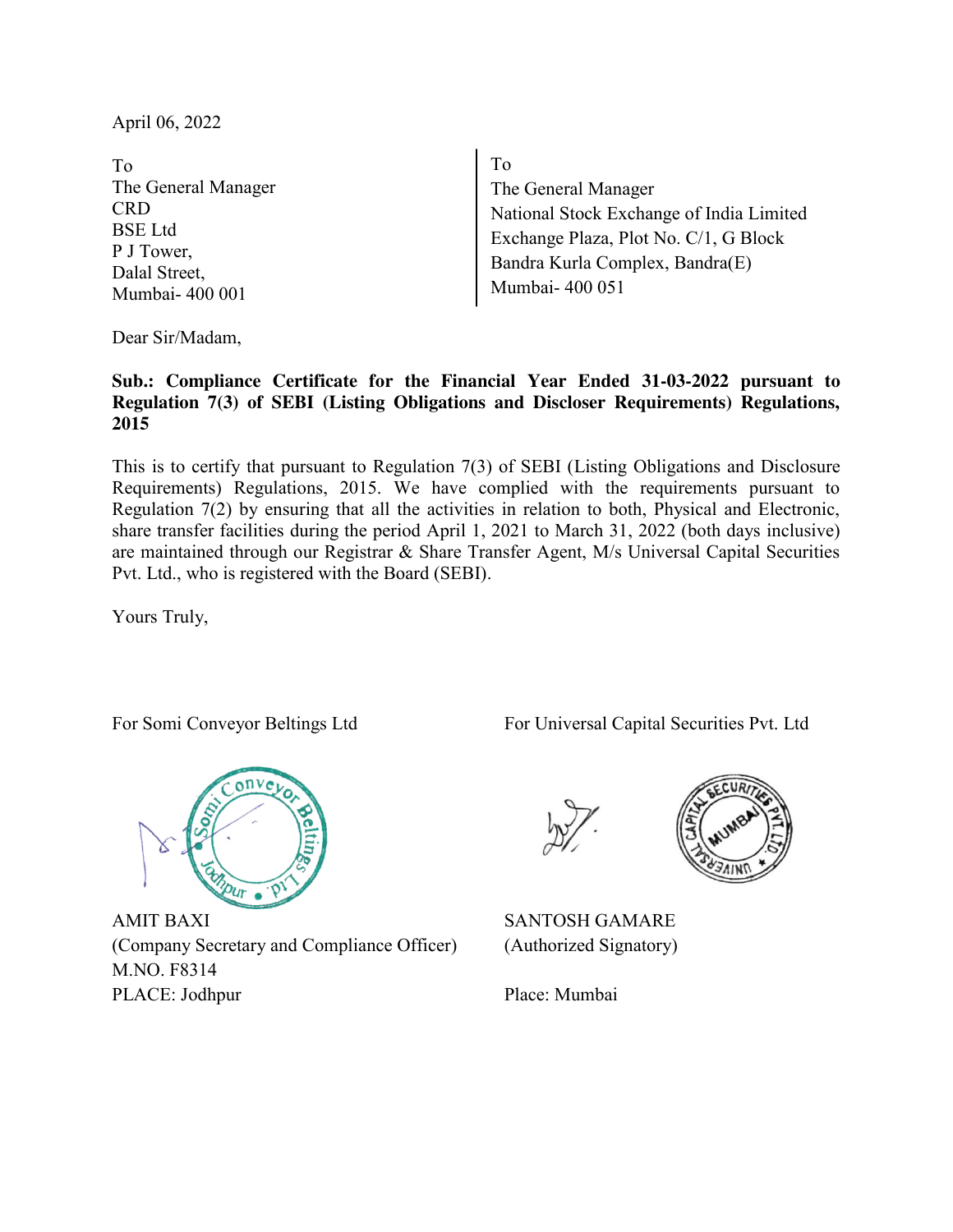April 06, 2022

To
The General Manager
CRD
BSE Ltd
P J Tower,
Dalal Street,
Mumbai- 400 001

To
The General Manager
National Stock Exchange of India Limited
Exchange Plaza, Plot No. C/1, G Block
Bandra Kurla Complex, Bandra(E)
Mumbai- 400 051

Dear Sir/Madam,

**Sub.: Compliance Certificate for the Financial Year Ended 31-03-2022 pursuant to Regulation 7(3) of SEBI (Listing Obligations and Discloser Requirements) Regulations, 2015**

This is to certify that pursuant to Regulation 7(3) of SEBI (Listing Obligations and Disclosure Requirements) Regulations, 2015. We have complied with the requirements pursuant to Regulation 7(2) by ensuring that all the activities in relation to both, Physical and Electronic, share transfer facilities during the period April 1, 2021 to March 31, 2022 (both days inclusive) are maintained through our Registrar & Share Transfer Agent, M/s Universal Capital Securities Pvt. Ltd., who is registered with the Board (SEBI).

Yours Truly,

For Somi Conveyor Beltings Ltd

AMIT BAXI
(Company Secretary and Compliance Officer)
M.NO. F8314
PLACE: Jodhpur

For Universal Capital Securities Pvt. Ltd

SANTOSH GAMARE
(Authorized Signatory)

Place: Mumbai